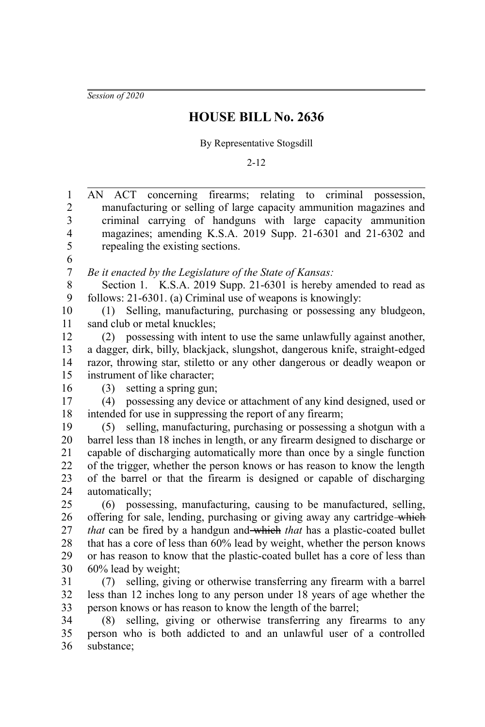*Session of 2020*

# HOUSE BILL No. 2636

By Representative Stogsdill

2-12

AN ACT concerning firearms; relating to criminal possession, manufacturing or selling of large capacity ammunition magazines and criminal carrying of handguns with large capacity ammunition magazines; amending K.S.A. 2019 Supp. 21-6301 and 21-6302 and repealing the existing sections.

*Be it enacted by the Legislature of the State of Kansas:*

Section 1. K.S.A. 2019 Supp. 21-6301 is hereby amended to read as follows: 21-6301. (a) Criminal use of weapons is knowingly:

(1) Selling, manufacturing, purchasing or possessing any bludgeon, sand club or metal knuckles;

(2) possessing with intent to use the same unlawfully against another, a dagger, dirk, billy, blackjack, slungshot, dangerous knife, straight-edged razor, throwing star, stiletto or any other dangerous or deadly weapon or instrument of like character;

(3) setting a spring gun;

(4) possessing any device or attachment of any kind designed, used or intended for use in suppressing the report of any firearm;

(5) selling, manufacturing, purchasing or possessing a shotgun with a barrel less than 18 inches in length, or any firearm designed to discharge or capable of discharging automatically more than once by a single function of the trigger, whether the person knows or has reason to know the length of the barrel or that the firearm is designed or capable of discharging automatically;

(6) possessing, manufacturing, causing to be manufactured, selling, offering for sale, lending, purchasing or giving away any cartridge ~~which~~ *that* can be fired by a handgun and ~~which~~ *that* has a plastic-coated bullet that has a core of less than 60% lead by weight, whether the person knows or has reason to know that the plastic-coated bullet has a core of less than 60% lead by weight;

(7) selling, giving or otherwise transferring any firearm with a barrel less than 12 inches long to any person under 18 years of age whether the person knows or has reason to know the length of the barrel;

(8) selling, giving or otherwise transferring any firearms to any person who is both addicted to and an unlawful user of a controlled substance;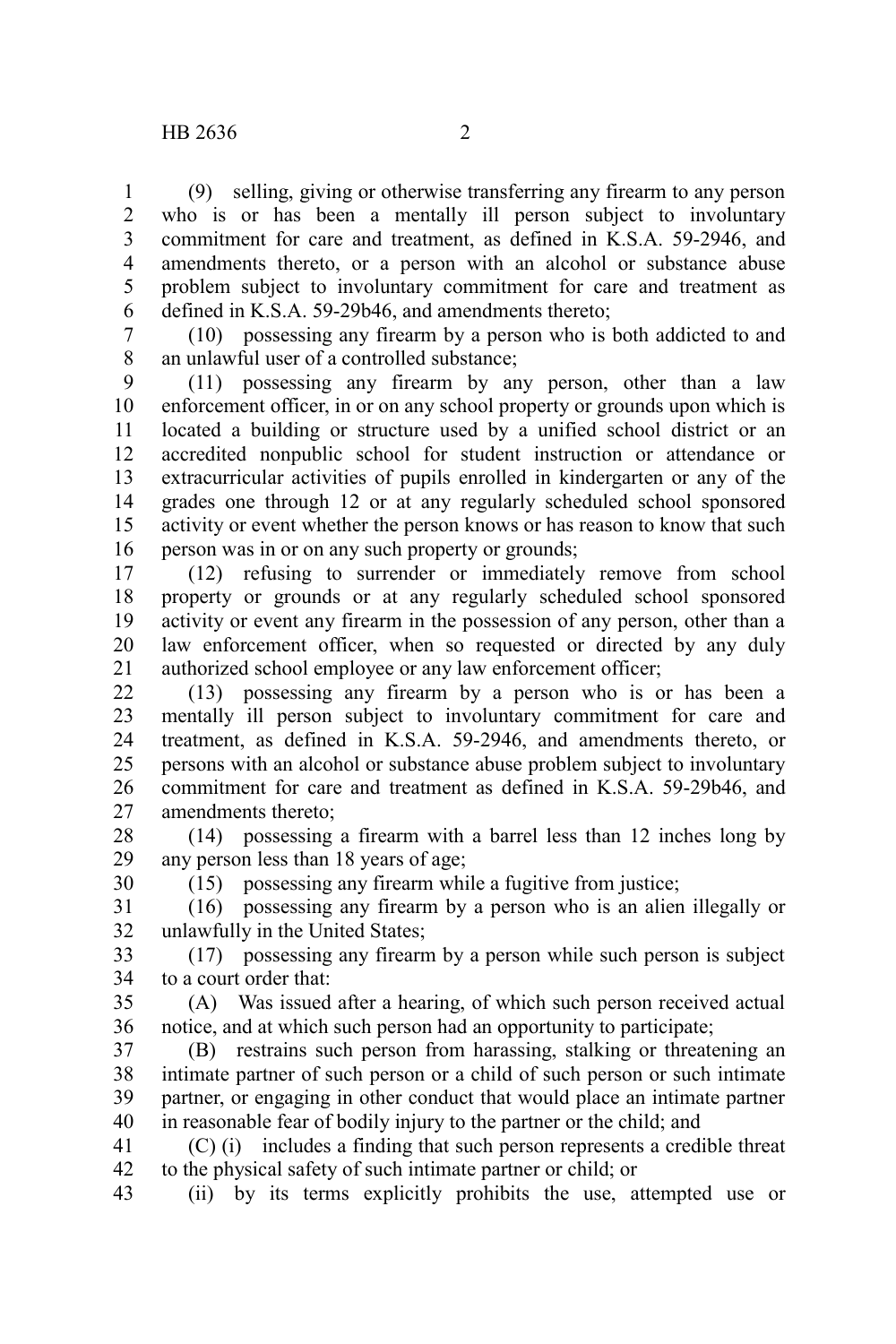(9) selling, giving or otherwise transferring any firearm to any person who is or has been a mentally ill person subject to involuntary commitment for care and treatment, as defined in K.S.A. 59-2946, and amendments thereto, or a person with an alcohol or substance abuse problem subject to involuntary commitment for care and treatment as defined in K.S.A. 59-29b46, and amendments thereto;

(10) possessing any firearm by a person who is both addicted to and an unlawful user of a controlled substance;

(11) possessing any firearm by any person, other than a law enforcement officer, in or on any school property or grounds upon which is located a building or structure used by a unified school district or an accredited nonpublic school for student instruction or attendance or extracurricular activities of pupils enrolled in kindergarten or any of the grades one through 12 or at any regularly scheduled school sponsored activity or event whether the person knows or has reason to know that such person was in or on any such property or grounds;

(12) refusing to surrender or immediately remove from school property or grounds or at any regularly scheduled school sponsored activity or event any firearm in the possession of any person, other than a law enforcement officer, when so requested or directed by any duly authorized school employee or any law enforcement officer;

(13) possessing any firearm by a person who is or has been a mentally ill person subject to involuntary commitment for care and treatment, as defined in K.S.A. 59-2946, and amendments thereto, or persons with an alcohol or substance abuse problem subject to involuntary commitment for care and treatment as defined in K.S.A. 59-29b46, and amendments thereto;

(14) possessing a firearm with a barrel less than 12 inches long by any person less than 18 years of age;

(15) possessing any firearm while a fugitive from justice;

(16) possessing any firearm by a person who is an alien illegally or unlawfully in the United States;

(17) possessing any firearm by a person while such person is subject to a court order that:

(A) Was issued after a hearing, of which such person received actual notice, and at which such person had an opportunity to participate;

(B) restrains such person from harassing, stalking or threatening an intimate partner of such person or a child of such person or such intimate partner, or engaging in other conduct that would place an intimate partner in reasonable fear of bodily injury to the partner or the child; and

(C) (i) includes a finding that such person represents a credible threat to the physical safety of such intimate partner or child; or

(ii) by its terms explicitly prohibits the use, attempted use or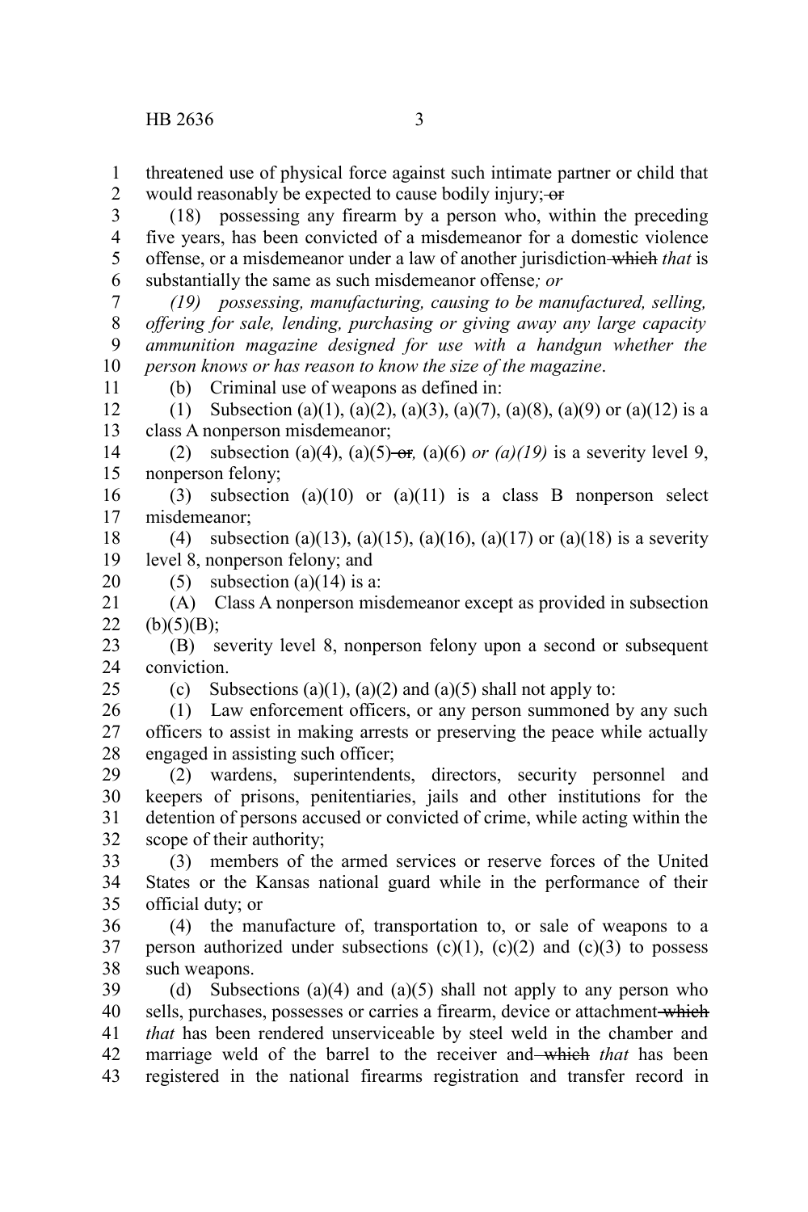threatened use of physical force against such intimate partner or child that would reasonably be expected to cause bodily injury; ~~or~~

(18) possessing any firearm by a person who, within the preceding five years, has been convicted of a misdemeanor for a domestic violence offense, or a misdemeanor under a law of another jurisdiction ~~which~~ *that* is substantially the same as such misdemeanor offense*; or*

*(19) possessing, manufacturing, causing to be manufactured, selling, offering for sale, lending, purchasing or giving away any large capacity ammunition magazine designed for use with a handgun whether the person knows or has reason to know the size of the magazine*.

(b) Criminal use of weapons as defined in:

(1) Subsection (a)(1), (a)(2), (a)(3), (a)(7), (a)(8), (a)(9) or (a)(12) is a class A nonperson misdemeanor;

(2) subsection (a)(4), (a)(5) ~~or~~*,* (a)(6) *or (a)(19)* is a severity level 9, nonperson felony;

(3) subsection (a)(10) or (a)(11) is a class B nonperson select misdemeanor;

(4) subsection (a)(13), (a)(15), (a)(16), (a)(17) or (a)(18) is a severity level 8, nonperson felony; and

(5) subsection (a)(14) is a:

(A) Class A nonperson misdemeanor except as provided in subsection (b)(5)(B);

(B) severity level 8, nonperson felony upon a second or subsequent conviction.

(c) Subsections (a)(1), (a)(2) and (a)(5) shall not apply to:

(1) Law enforcement officers, or any person summoned by any such officers to assist in making arrests or preserving the peace while actually engaged in assisting such officer;

(2) wardens, superintendents, directors, security personnel and keepers of prisons, penitentiaries, jails and other institutions for the detention of persons accused or convicted of crime, while acting within the scope of their authority;

(3) members of the armed services or reserve forces of the United States or the Kansas national guard while in the performance of their official duty; or

(4) the manufacture of, transportation to, or sale of weapons to a person authorized under subsections (c)(1), (c)(2) and (c)(3) to possess such weapons.

(d) Subsections (a)(4) and (a)(5) shall not apply to any person who sells, purchases, possesses or carries a firearm, device or attachment ~~which~~ *that* has been rendered unserviceable by steel weld in the chamber and marriage weld of the barrel to the receiver and ~~which~~ *that* has been registered in the national firearms registration and transfer record in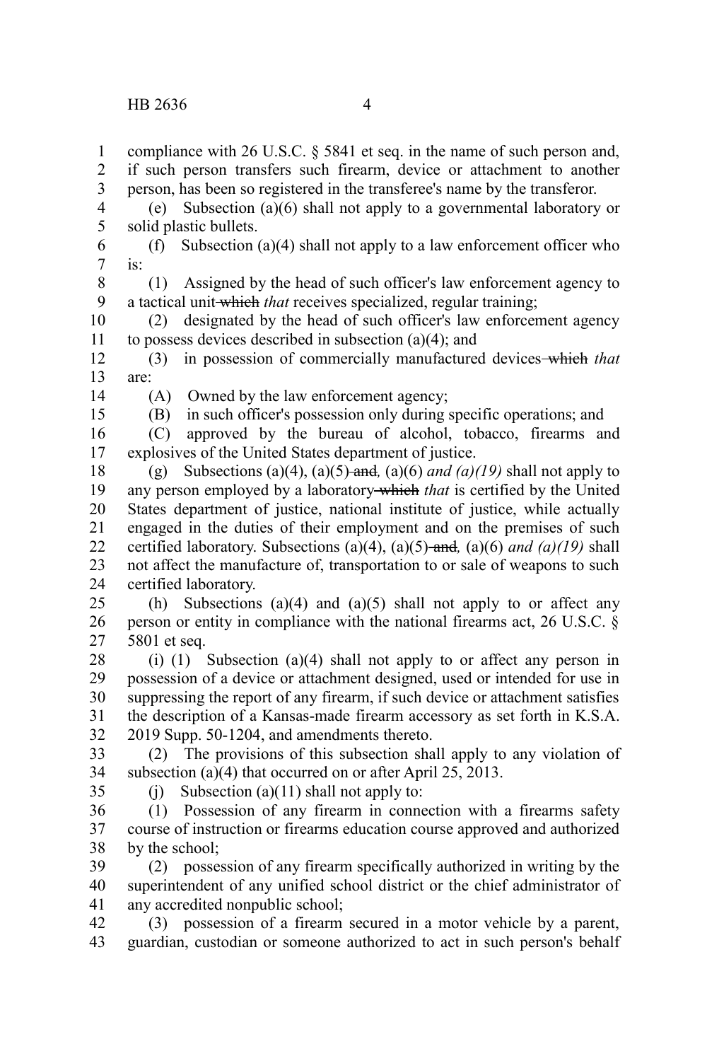compliance with 26 U.S.C. § 5841 et seq. in the name of such person and, if such person transfers such firearm, device or attachment to another person, has been so registered in the transferee's name by the transferor.

(e) Subsection (a)(6) shall not apply to a governmental laboratory or solid plastic bullets.

(f) Subsection (a)(4) shall not apply to a law enforcement officer who is:

(1) Assigned by the head of such officer's law enforcement agency to a tactical unit ~~which~~ *that* receives specialized, regular training;

(2) designated by the head of such officer's law enforcement agency to possess devices described in subsection (a)(4); and

(3) in possession of commercially manufactured devices ~~which~~ *that* are:

(A) Owned by the law enforcement agency;

(B) in such officer's possession only during specific operations; and

(C) approved by the bureau of alcohol, tobacco, firearms and explosives of the United States department of justice.

(g) Subsections (a)(4), (a)(5) ~~and~~*,* (a)(6) *and (a)(19)* shall not apply to any person employed by a laboratory ~~which~~ *that* is certified by the United States department of justice, national institute of justice, while actually engaged in the duties of their employment and on the premises of such certified laboratory. Subsections (a)(4), (a)(5) ~~and~~*,* (a)(6) *and (a)(19)* shall not affect the manufacture of, transportation to or sale of weapons to such certified laboratory.

(h) Subsections (a)(4) and (a)(5) shall not apply to or affect any person or entity in compliance with the national firearms act, 26 U.S.C. § 5801 et seq.

(i) (1) Subsection (a)(4) shall not apply to or affect any person in possession of a device or attachment designed, used or intended for use in suppressing the report of any firearm, if such device or attachment satisfies the description of a Kansas-made firearm accessory as set forth in K.S.A. 2019 Supp. 50-1204, and amendments thereto.

(2) The provisions of this subsection shall apply to any violation of subsection (a)(4) that occurred on or after April 25, 2013.

(j) Subsection (a)(11) shall not apply to:

(1) Possession of any firearm in connection with a firearms safety course of instruction or firearms education course approved and authorized by the school;

(2) possession of any firearm specifically authorized in writing by the superintendent of any unified school district or the chief administrator of any accredited nonpublic school;

(3) possession of a firearm secured in a motor vehicle by a parent, guardian, custodian or someone authorized to act in such person's behalf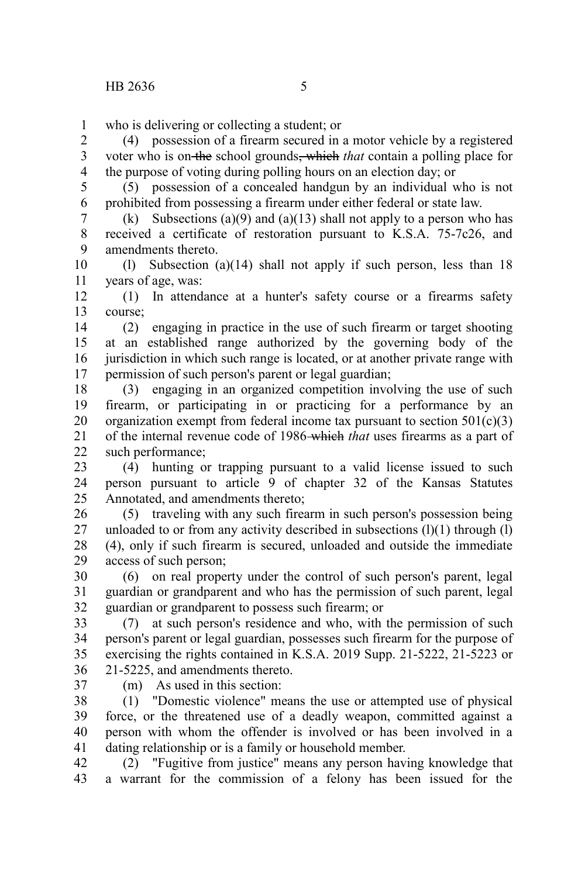who is delivering or collecting a student; or

(4) possession of a firearm secured in a motor vehicle by a registered voter who is on ~~the~~ school grounds~~, which~~ *that* contain a polling place for the purpose of voting during polling hours on an election day; or

(5) possession of a concealed handgun by an individual who is not prohibited from possessing a firearm under either federal or state law.

(k) Subsections (a)(9) and (a)(13) shall not apply to a person who has received a certificate of restoration pursuant to K.S.A. 75-7c26, and amendments thereto.

(l) Subsection (a)(14) shall not apply if such person, less than 18 years of age, was:

(1) In attendance at a hunter's safety course or a firearms safety course;

(2) engaging in practice in the use of such firearm or target shooting at an established range authorized by the governing body of the jurisdiction in which such range is located, or at another private range with permission of such person's parent or legal guardian;

(3) engaging in an organized competition involving the use of such firearm, or participating in or practicing for a performance by an organization exempt from federal income tax pursuant to section 501(c)(3) of the internal revenue code of 1986 ~~which~~ *that* uses firearms as a part of such performance;

(4) hunting or trapping pursuant to a valid license issued to such person pursuant to article 9 of chapter 32 of the Kansas Statutes Annotated, and amendments thereto;

(5) traveling with any such firearm in such person's possession being unloaded to or from any activity described in subsections (l)(1) through (l)(4), only if such firearm is secured, unloaded and outside the immediate access of such person;

(6) on real property under the control of such person's parent, legal guardian or grandparent and who has the permission of such parent, legal guardian or grandparent to possess such firearm; or

(7) at such person's residence and who, with the permission of such person's parent or legal guardian, possesses such firearm for the purpose of exercising the rights contained in K.S.A. 2019 Supp. 21-5222, 21-5223 or 21-5225, and amendments thereto.

(m) As used in this section:

(1) "Domestic violence" means the use or attempted use of physical force, or the threatened use of a deadly weapon, committed against a person with whom the offender is involved or has been involved in a dating relationship or is a family or household member.

(2) "Fugitive from justice" means any person having knowledge that a warrant for the commission of a felony has been issued for the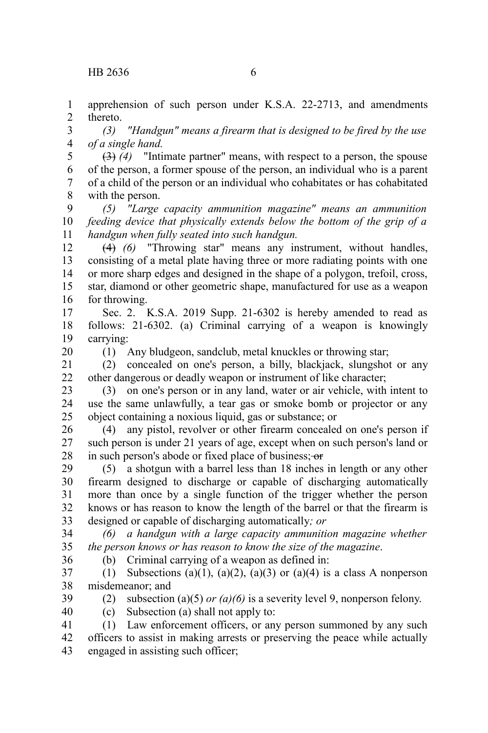apprehension of such person under K.S.A. 22-2713, and amendments thereto.

*(3) "Handgun" means a firearm that is designed to be fired by the use of a single hand.*

~~(3)~~ *(4)* "Intimate partner" means, with respect to a person, the spouse of the person, a former spouse of the person, an individual who is a parent of a child of the person or an individual who cohabitates or has cohabitated with the person.

*(5) "Large capacity ammunition magazine" means an ammunition feeding device that physically extends below the bottom of the grip of a handgun when fully seated into such handgun.*

~~(4)~~ *(6)* "Throwing star" means any instrument, without handles, consisting of a metal plate having three or more radiating points with one or more sharp edges and designed in the shape of a polygon, trefoil, cross, star, diamond or other geometric shape, manufactured for use as a weapon for throwing.

Sec. 2. K.S.A. 2019 Supp. 21-6302 is hereby amended to read as follows: 21-6302. (a) Criminal carrying of a weapon is knowingly carrying:

(1) Any bludgeon, sandclub, metal knuckles or throwing star;

(2) concealed on one's person, a billy, blackjack, slungshot or any other dangerous or deadly weapon or instrument of like character;

(3) on one's person or in any land, water or air vehicle, with intent to use the same unlawfully, a tear gas or smoke bomb or projector or any object containing a noxious liquid, gas or substance; or

(4) any pistol, revolver or other firearm concealed on one's person if such person is under 21 years of age, except when on such person's land or in such person's abode or fixed place of business; ~~or~~

(5) a shotgun with a barrel less than 18 inches in length or any other firearm designed to discharge or capable of discharging automatically more than once by a single function of the trigger whether the person knows or has reason to know the length of the barrel or that the firearm is designed or capable of discharging automatically*; or*

*(6) a handgun with a large capacity ammunition magazine whether the person knows or has reason to know the size of the magazine*.

(b) Criminal carrying of a weapon as defined in:

(1) Subsections (a)(1), (a)(2), (a)(3) or (a)(4) is a class A nonperson misdemeanor; and

(2) subsection (a)(5) *or (a)(6)* is a severity level 9, nonperson felony.

(c) Subsection (a) shall not apply to:

(1) Law enforcement officers, or any person summoned by any such officers to assist in making arrests or preserving the peace while actually engaged in assisting such officer;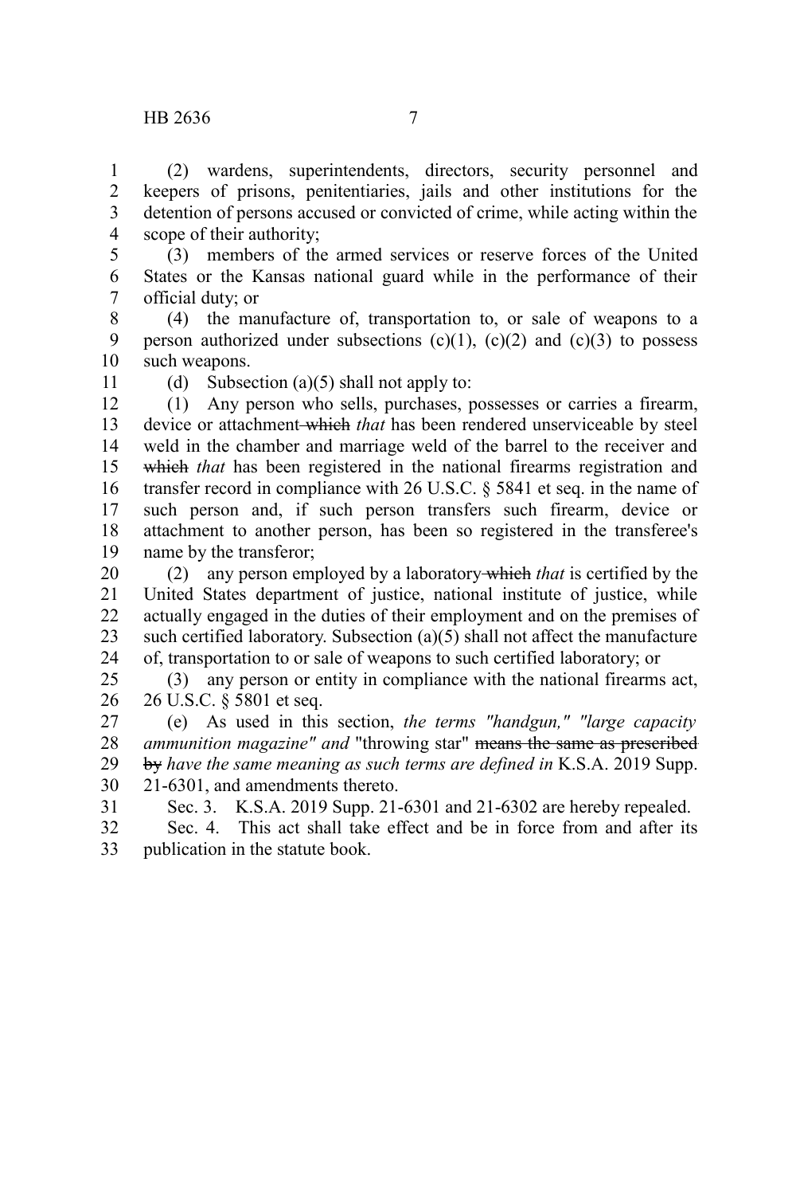(2) wardens, superintendents, directors, security personnel and keepers of prisons, penitentiaries, jails and other institutions for the detention of persons accused or convicted of crime, while acting within the scope of their authority;

(3) members of the armed services or reserve forces of the United States or the Kansas national guard while in the performance of their official duty; or

(4) the manufacture of, transportation to, or sale of weapons to a person authorized under subsections (c)(1), (c)(2) and (c)(3) to possess such weapons.

(d) Subsection (a)(5) shall not apply to:

(1) Any person who sells, purchases, possesses or carries a firearm, device or attachment ~~which~~ *that* has been rendered unserviceable by steel weld in the chamber and marriage weld of the barrel to the receiver and ~~which~~ *that* has been registered in the national firearms registration and transfer record in compliance with 26 U.S.C. § 5841 et seq. in the name of such person and, if such person transfers such firearm, device or attachment to another person, has been so registered in the transferee's name by the transferor;

(2) any person employed by a laboratory ~~which~~ *that* is certified by the United States department of justice, national institute of justice, while actually engaged in the duties of their employment and on the premises of such certified laboratory. Subsection (a)(5) shall not affect the manufacture of, transportation to or sale of weapons to such certified laboratory; or

(3) any person or entity in compliance with the national firearms act, 26 U.S.C. § 5801 et seq.

(e) As used in this section, *the terms "handgun," "large capacity ammunition magazine" and* "throwing star" ~~means the same as prescribed by~~ *have the same meaning as such terms are defined in* K.S.A. 2019 Supp. 21-6301, and amendments thereto.

Sec. 3. K.S.A. 2019 Supp. 21-6301 and 21-6302 are hereby repealed.

Sec. 4. This act shall take effect and be in force from and after its publication in the statute book.